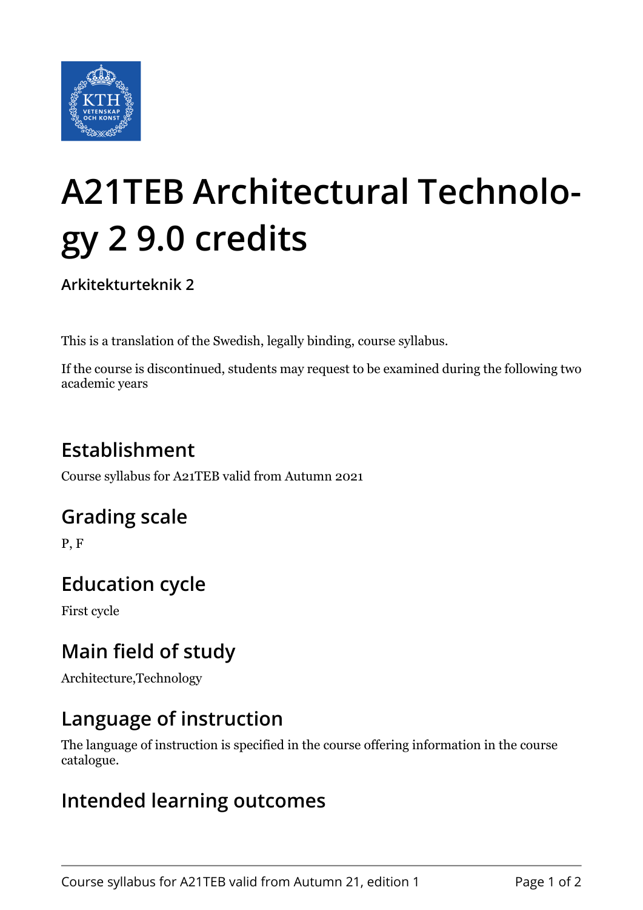# A21TEB Architectural Technology 2 9.0 credits

**Arkitekturteknik 2**

This is a translation of the Swedish, legally binding, course syllabus.

If the course is discontinued, students may request to be examined during the following two academic years

## Establishment

Course syllabus for A21TEB valid from Autumn 2021

## Grading scale

P, F

## Education cycle

First cycle

## Main field of study

Architecture,Technology

## Language of instruction

The language of instruction is specified in the course offering information in the course catalogue.

## Intended learning outcomes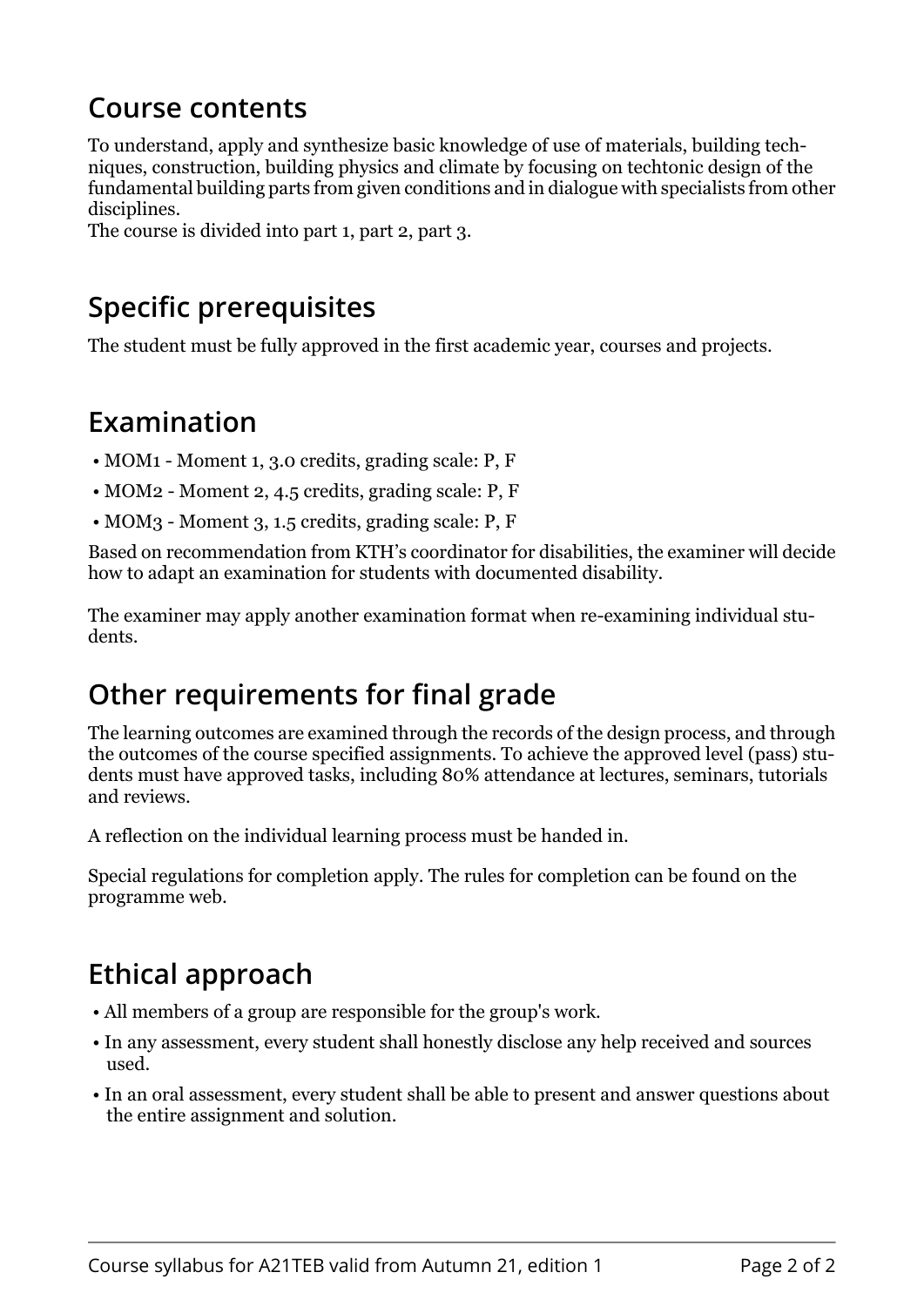## Course contents

To understand, apply and synthesize basic knowledge of use of materials, building techniques, construction, building physics and climate by focusing on techtonic design of the fundamental building parts from given conditions and in dialogue with specialists from other disciplines.
The course is divided into part 1, part 2, part 3.

## Specific prerequisites

The student must be fully approved in the first academic year, courses and projects.

## Examination

- MOM1 - Moment 1, 3.0 credits, grading scale: P, F
- MOM2 - Moment 2, 4.5 credits, grading scale: P, F
- MOM3 - Moment 3, 1.5 credits, grading scale: P, F

Based on recommendation from KTH's coordinator for disabilities, the examiner will decide how to adapt an examination for students with documented disability.

The examiner may apply another examination format when re-examining individual students.

## Other requirements for final grade

The learning outcomes are examined through the records of the design process, and through the outcomes of the course specified assignments. To achieve the approved level (pass) students must have approved tasks, including 80% attendance at lectures, seminars, tutorials and reviews.

A reflection on the individual learning process must be handed in.

Special regulations for completion apply. The rules for completion can be found on the programme web.

## Ethical approach

- All members of a group are responsible for the group's work.
- In any assessment, every student shall honestly disclose any help received and sources used.
- In an oral assessment, every student shall be able to present and answer questions about the entire assignment and solution.